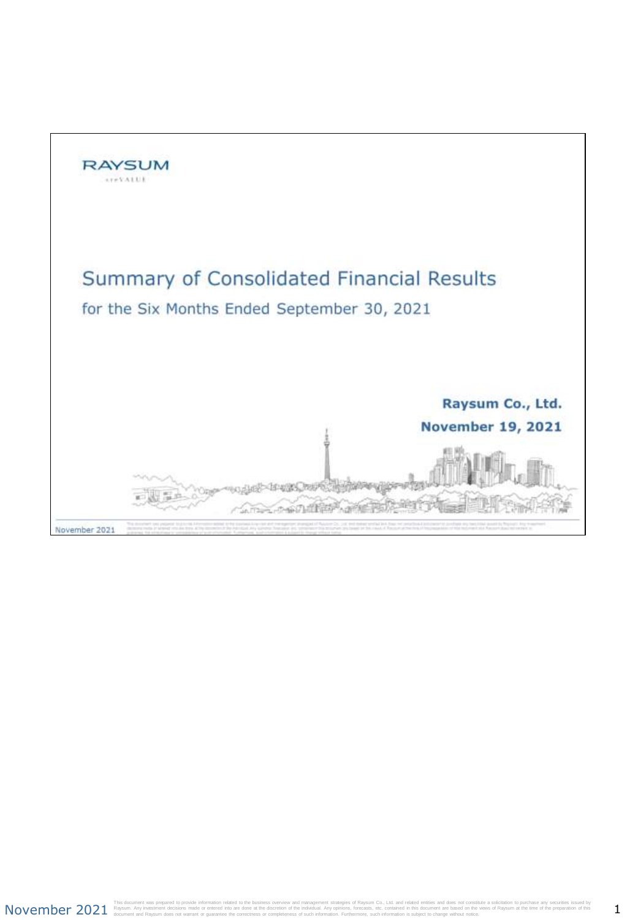RAYSUM

# Summary of Consolidated Financial Results

## for the Six Months Ended September 30, 2021

**Raysum Co., Ltd.**

**November 19, 2021**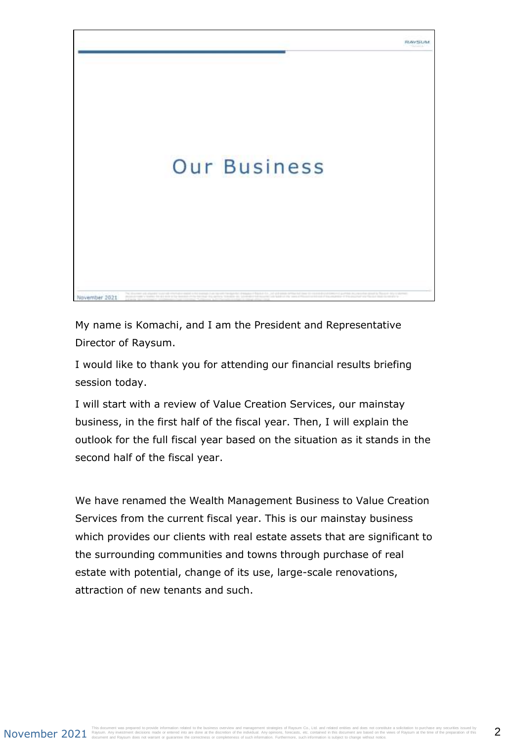# Our Business

My name is Komachi, and I am the President and Representative Director of Raysum.

I would like to thank you for attending our financial results briefing session today.

I will start with a review of Value Creation Services, our mainstay business, in the first half of the fiscal year. Then, I will explain the outlook for the full fiscal year based on the situation as it stands in the second half of the fiscal year.

We have renamed the Wealth Management Business to Value Creation Services from the current fiscal year. This is our mainstay business which provides our clients with real estate assets that are significant to the surrounding communities and towns through purchase of real estate with potential, change of its use, large-scale renovations, attraction of new tenants and such.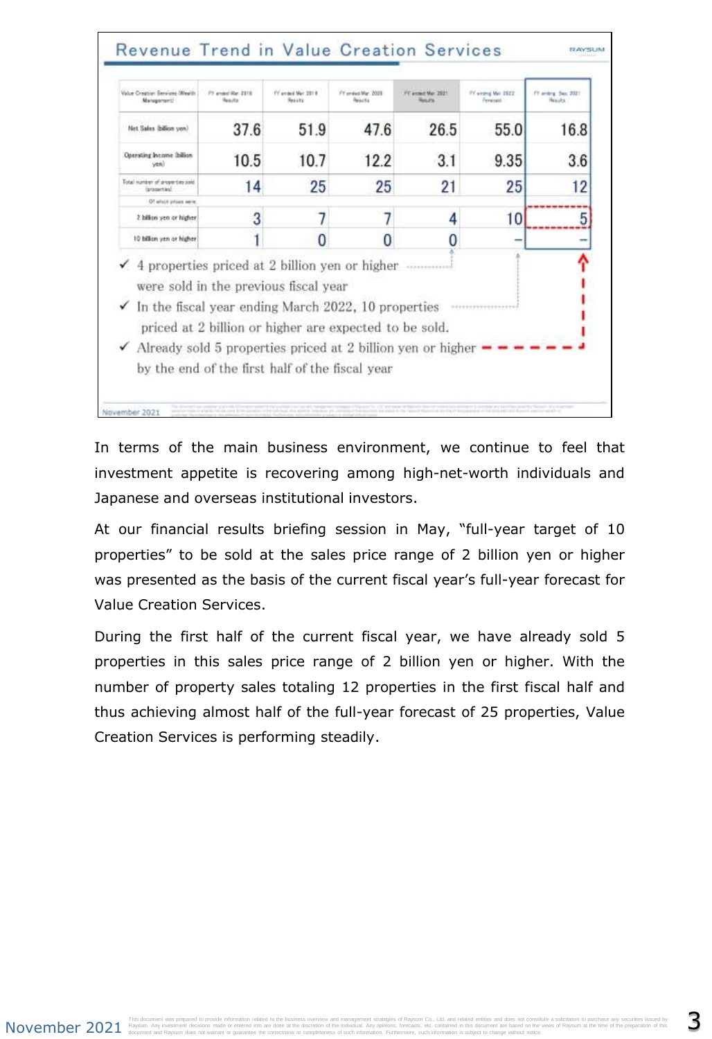## Revenue Trend in Value Creation Services

| Value Creation Services (Wealth Management) | FY ended Mar. 2018 Results | FY ended Mar. 2019 Results | FY ended Mar. 2020 Results | FY ended Mar. 2021 Results | FY ending Mar. 2022 Forecast | FY ending Sep. 2021 Results |
|---|---|---|---|---|---|---|
| Net Sales (billion yen) | 37.6 | 51.9 | 47.6 | 26.5 | 55.0 | 16.8 |
| Operating Income (billion yen) | 10.5 | 10.7 | 12.2 | 3.1 | 9.35 | 3.6 |
| Total number of properties sold (properties) | 14 | 25 | 25 | 21 | 25 | 12 |
| Of which prices were: | | | | | | |
| 2 billion yen or higher | 3 | 7 | 7 | 4 | 10 | 5 |
| 10 billion yen or higher | 1 | 0 | 0 | 0 | – | – |

- ✓ 4 properties priced at 2 billion yen or higher were sold in the previous fiscal year
- ✓ In the fiscal year ending March 2022, 10 properties priced at 2 billion or higher are expected to be sold.
- ✓ Already sold 5 properties priced at 2 billion yen or higher by the end of the first half of the fiscal year

In terms of the main business environment, we continue to feel that investment appetite is recovering among high-net-worth individuals and Japanese and overseas institutional investors.

At our financial results briefing session in May, "full-year target of 10 properties" to be sold at the sales price range of 2 billion yen or higher was presented as the basis of the current fiscal year's full-year forecast for Value Creation Services.

During the first half of the current fiscal year, we have already sold 5 properties in this sales price range of 2 billion yen or higher. With the number of property sales totaling 12 properties in the first fiscal half and thus achieving almost half of the full-year forecast of 25 properties, Value Creation Services is performing steadily.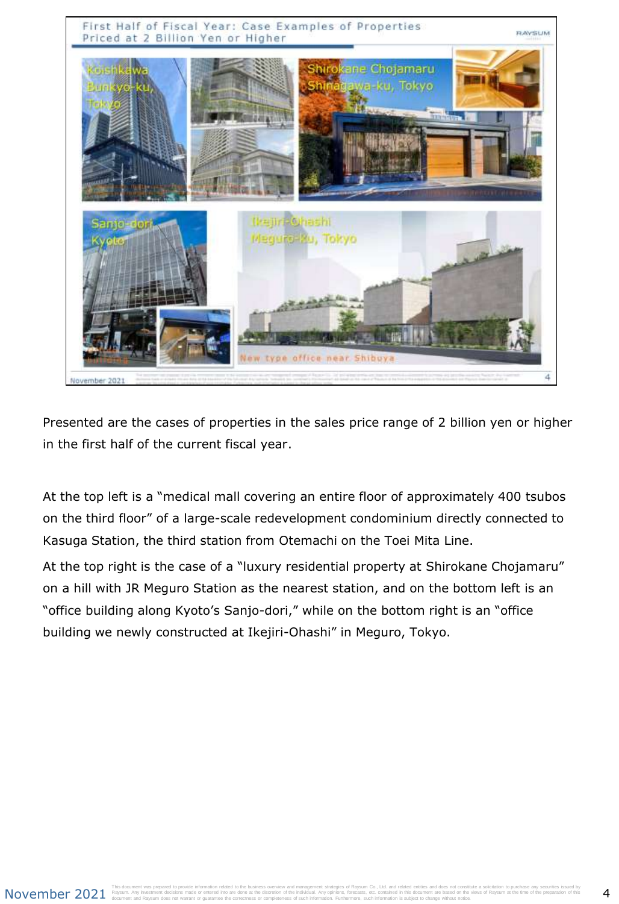## First Half of Fiscal Year: Case Examples of Properties Priced at 2 Billion Yen or Higher

Koishikawa Bunkyo-ku, Tokyo

Shirokane Chojamaru Shinagawa-ku, Tokyo

Sanjo-dori Kyoto

Ikejiri-Ohashi Meguro-ku, Tokyo

New type office near Shibuya

Presented are the cases of properties in the sales price range of 2 billion yen or higher in the first half of the current fiscal year.

At the top left is a "medical mall covering an entire floor of approximately 400 tsubos on the third floor" of a large-scale redevelopment condominium directly connected to Kasuga Station, the third station from Otemachi on the Toei Mita Line.

At the top right is the case of a "luxury residential property at Shirokane Chojamaru" on a hill with JR Meguro Station as the nearest station, and on the bottom left is an "office building along Kyoto's Sanjo-dori," while on the bottom right is an "office building we newly constructed at Ikejiri-Ohashi" in Meguro, Tokyo.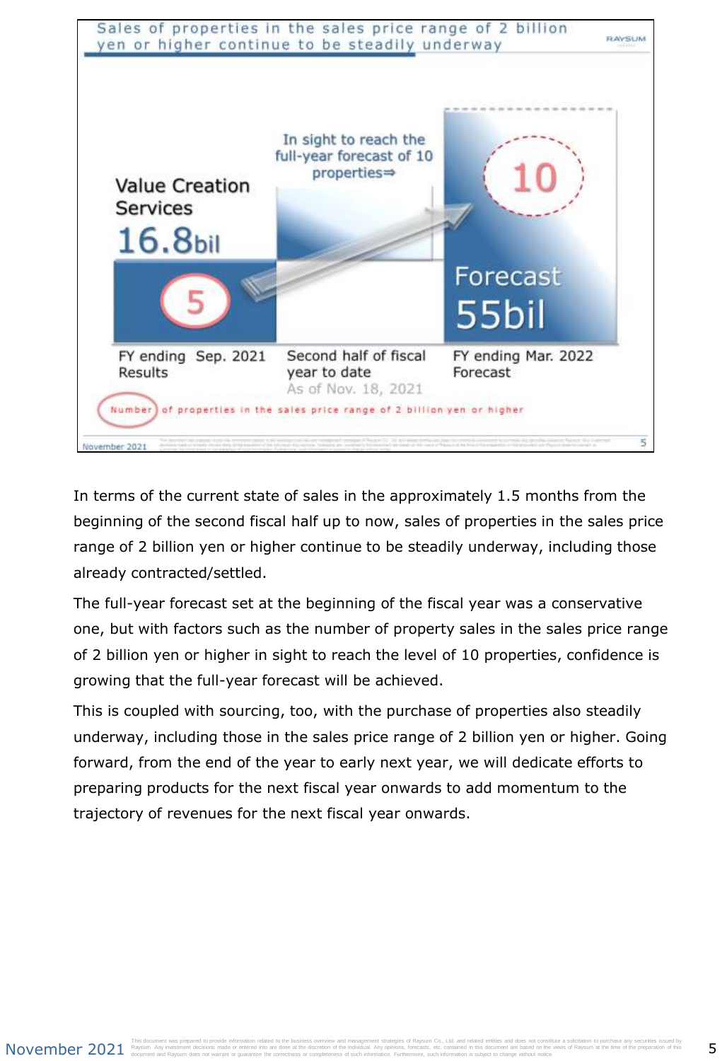## Sales of properties in the sales price range of 2 billion yen or higher continue to be steadily underway

Value Creation Services

16.8bil

5

In sight to reach the full-year forecast of 10 properties⇒

10

Forecast 55bil

FY ending Sep. 2021 Results

Second half of fiscal year to date
As of Nov. 18, 2021

FY ending Mar. 2022 Forecast

Number of properties in the sales price range of 2 billion yen or higher

In terms of the current state of sales in the approximately 1.5 months from the beginning of the second fiscal half up to now, sales of properties in the sales price range of 2 billion yen or higher continue to be steadily underway, including those already contracted/settled.

The full-year forecast set at the beginning of the fiscal year was a conservative one, but with factors such as the number of property sales in the sales price range of 2 billion yen or higher in sight to reach the level of 10 properties, confidence is growing that the full-year forecast will be achieved.

This is coupled with sourcing, too, with the purchase of properties also steadily underway, including those in the sales price range of 2 billion yen or higher. Going forward, from the end of the year to early next year, we will dedicate efforts to preparing products for the next fiscal year onwards to add momentum to the trajectory of revenues for the next fiscal year onwards.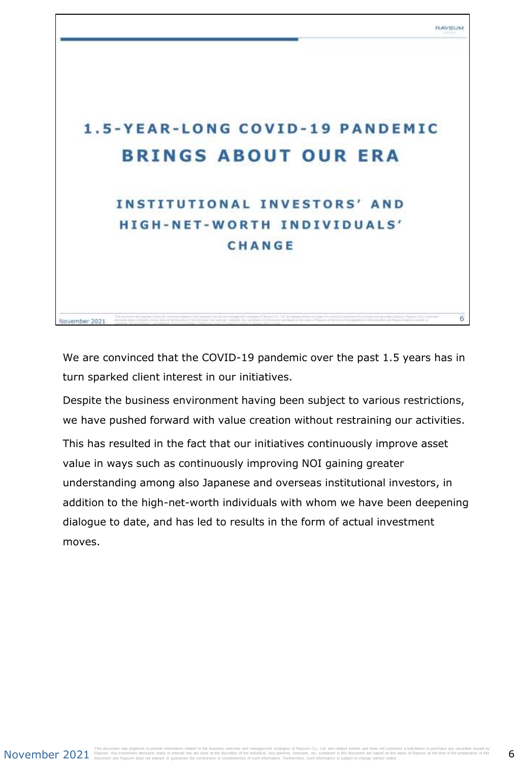# 1.5-YEAR-LONG COVID-19 PANDEMIC BRINGS ABOUT OUR ERA

## INSTITUTIONAL INVESTORS' AND HIGH-NET-WORTH INDIVIDUALS' CHANGE

We are convinced that the COVID-19 pandemic over the past 1.5 years has in turn sparked client interest in our initiatives.

Despite the business environment having been subject to various restrictions, we have pushed forward with value creation without restraining our activities.

This has resulted in the fact that our initiatives continuously improve asset value in ways such as continuously improving NOI gaining greater understanding among also Japanese and overseas institutional investors, in addition to the high-net-worth individuals with whom we have been deepening dialogue to date, and has led to results in the form of actual investment moves.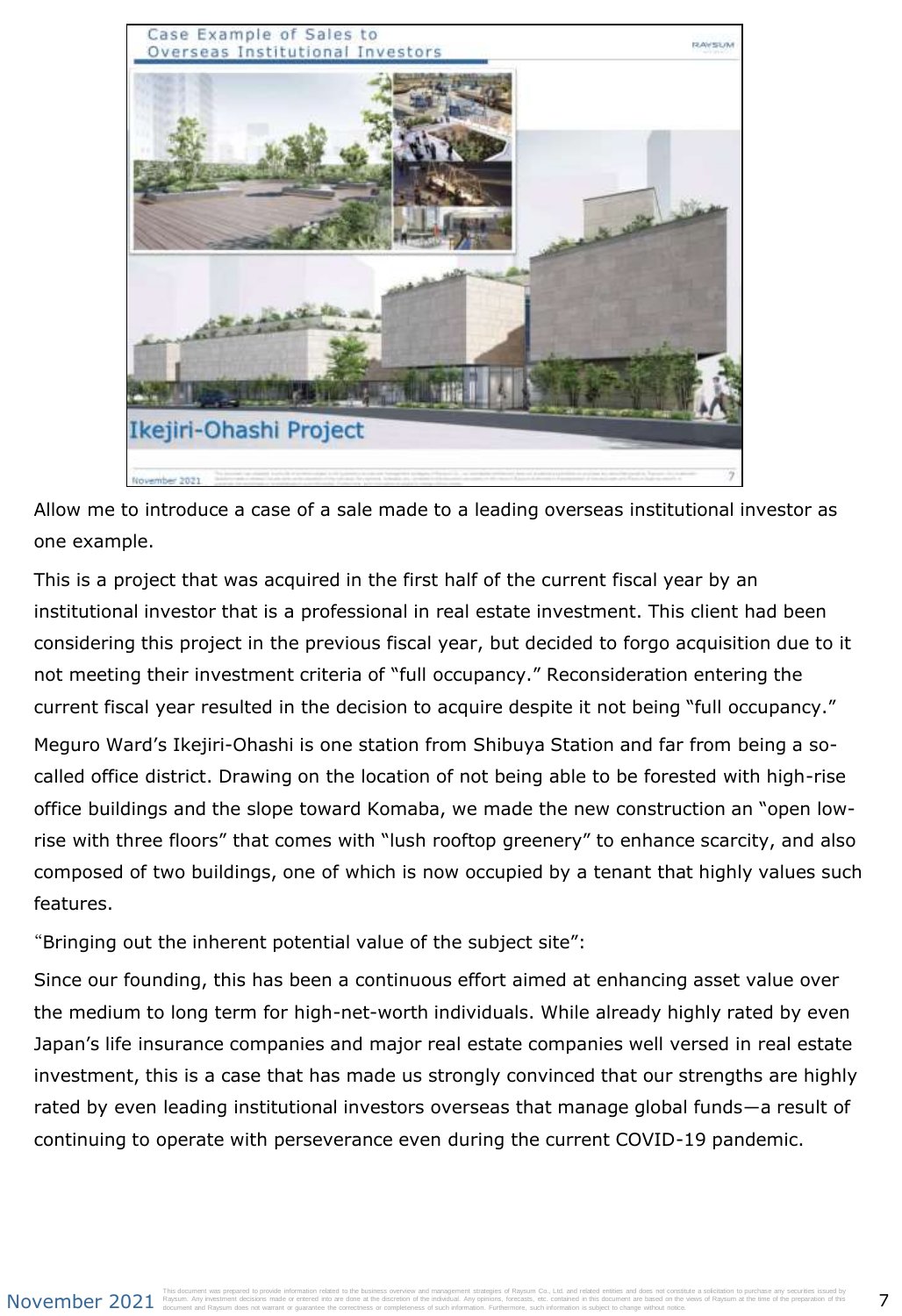Allow me to introduce a case of a sale made to a leading overseas institutional investor as one example.

This is a project that was acquired in the first half of the current fiscal year by an institutional investor that is a professional in real estate investment. This client had been considering this project in the previous fiscal year, but decided to forgo acquisition due to it not meeting their investment criteria of "full occupancy." Reconsideration entering the current fiscal year resulted in the decision to acquire despite it not being "full occupancy."

Meguro Ward's Ikejiri-Ohashi is one station from Shibuya Station and far from being a so-called office district. Drawing on the location of not being able to be forested with high-rise office buildings and the slope toward Komaba, we made the new construction an "open low-rise with three floors" that comes with "lush rooftop greenery" to enhance scarcity, and also composed of two buildings, one of which is now occupied by a tenant that highly values such features.

"Bringing out the inherent potential value of the subject site":

Since our founding, this has been a continuous effort aimed at enhancing asset value over the medium to long term for high-net-worth individuals. While already highly rated by even Japan's life insurance companies and major real estate companies well versed in real estate investment, this is a case that has made us strongly convinced that our strengths are highly rated by even leading institutional investors overseas that manage global funds—a result of continuing to operate with perseverance even during the current COVID-19 pandemic.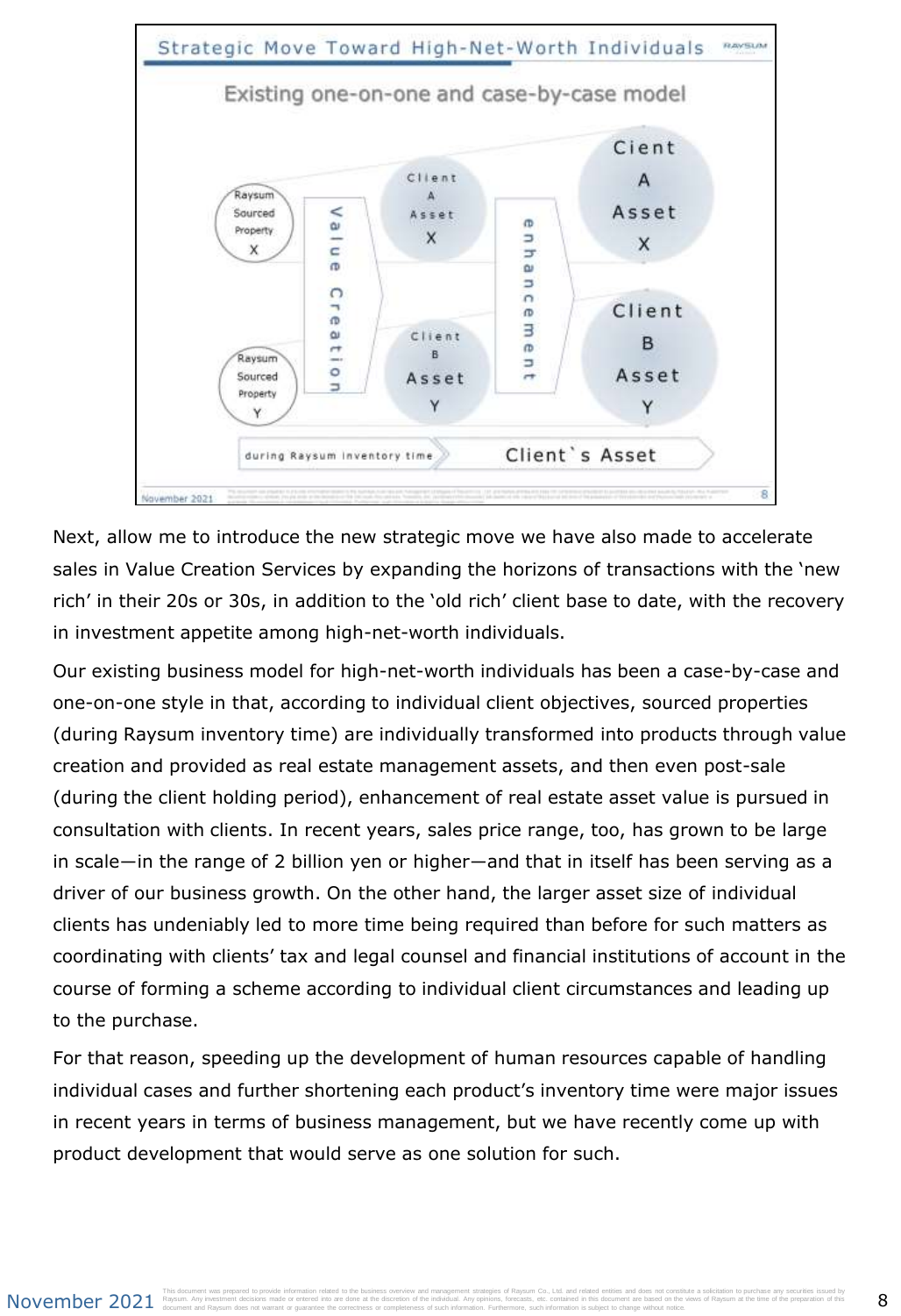## Strategic Move Toward High-Net-Worth Individuals

Existing one-on-one and case-by-case model

| | | | | |
|---|---|---|---|---|
| Raysum Sourced Property X | Value Creation | Client A Asset X | enhancement | Cient A Asset X |
| Raysum Sourced Property Y | | Client B Asset Y | | Client B Asset Y |
| during Raysum inventory time | | | Client`s Asset | |

Next, allow me to introduce the new strategic move we have also made to accelerate sales in Value Creation Services by expanding the horizons of transactions with the 'new rich' in their 20s or 30s, in addition to the 'old rich' client base to date, with the recovery in investment appetite among high-net-worth individuals.

Our existing business model for high-net-worth individuals has been a case-by-case and one-on-one style in that, according to individual client objectives, sourced properties (during Raysum inventory time) are individually transformed into products through value creation and provided as real estate management assets, and then even post-sale (during the client holding period), enhancement of real estate asset value is pursued in consultation with clients. In recent years, sales price range, too, has grown to be large in scale—in the range of 2 billion yen or higher—and that in itself has been serving as a driver of our business growth. On the other hand, the larger asset size of individual clients has undeniably led to more time being required than before for such matters as coordinating with clients' tax and legal counsel and financial institutions of account in the course of forming a scheme according to individual client circumstances and leading up to the purchase.

For that reason, speeding up the development of human resources capable of handling individual cases and further shortening each product's inventory time were major issues in recent years in terms of business management, but we have recently come up with product development that would serve as one solution for such.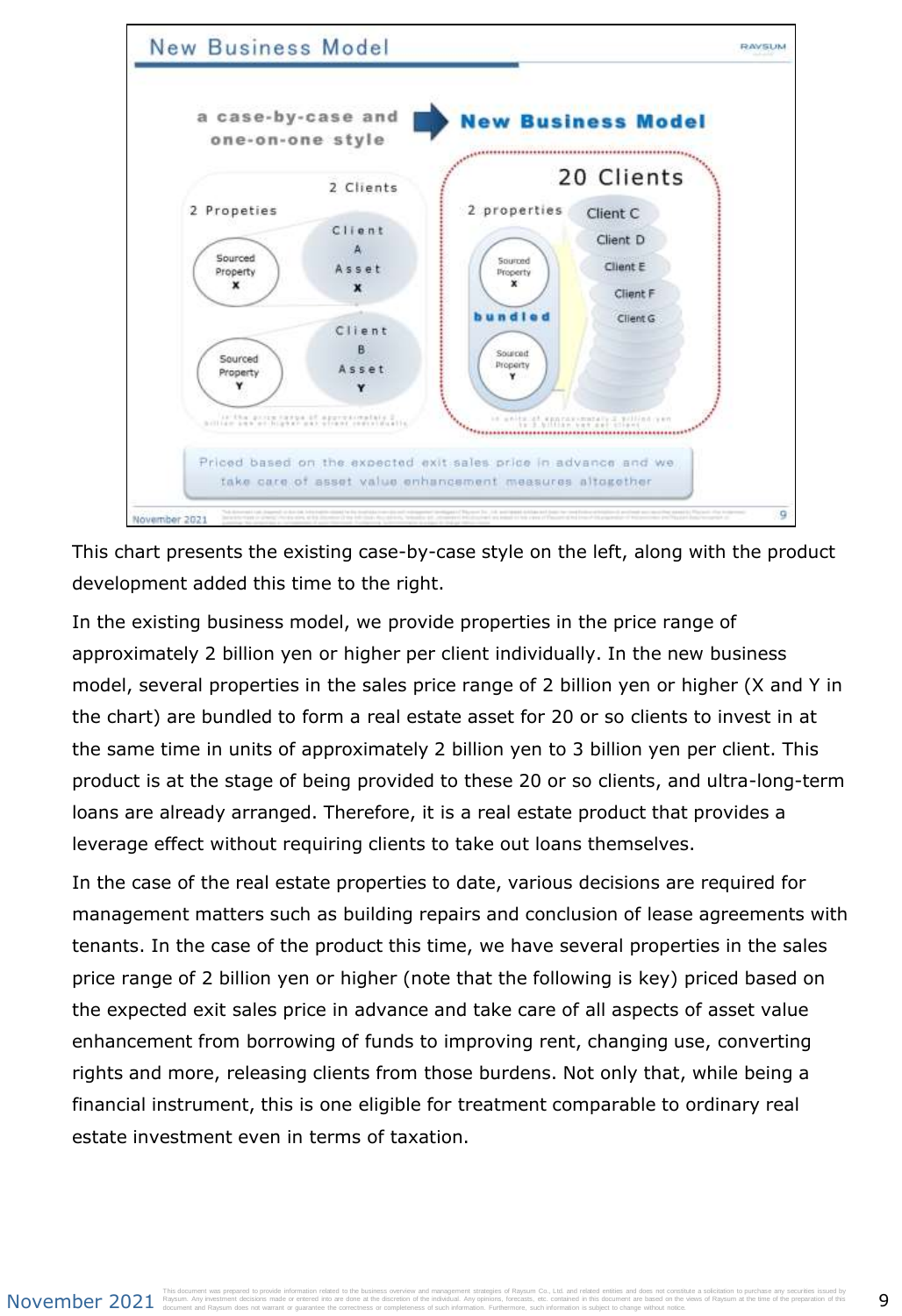## New Business Model

a case-by-case and one-on-one style → **New Business Model**

| a case-by-case and one-on-one style | New Business Model |
|---|---|
| 2 Propeties / 2 Clients | 20 Clients / 2 properties |
| Sourced Property X → Client A Asset X | Sourced Property X, Sourced Property Y — **bundled** → Client C, Client D, Client E, Client F, Client G … |
| Sourced Property Y → Client B Asset Y | |
| in the price range of approximately 2 billion yen or higher per client individually | in units of approximately 2 billion yen to 3 billion yen per client |

Priced based on the expected exit sales price in advance and we take care of asset value enhancement measures altogether

This chart presents the existing case-by-case style on the left, along with the product development added this time to the right.

In the existing business model, we provide properties in the price range of approximately 2 billion yen or higher per client individually. In the new business model, several properties in the sales price range of 2 billion yen or higher (X and Y in the chart) are bundled to form a real estate asset for 20 or so clients to invest in at the same time in units of approximately 2 billion yen to 3 billion yen per client. This product is at the stage of being provided to these 20 or so clients, and ultra-long-term loans are already arranged. Therefore, it is a real estate product that provides a leverage effect without requiring clients to take out loans themselves.

In the case of the real estate properties to date, various decisions are required for management matters such as building repairs and conclusion of lease agreements with tenants. In the case of the product this time, we have several properties in the sales price range of 2 billion yen or higher (note that the following is key) priced based on the expected exit sales price in advance and take care of all aspects of asset value enhancement from borrowing of funds to improving rent, changing use, converting rights and more, releasing clients from those burdens. Not only that, while being a financial instrument, this is one eligible for treatment comparable to ordinary real estate investment even in terms of taxation.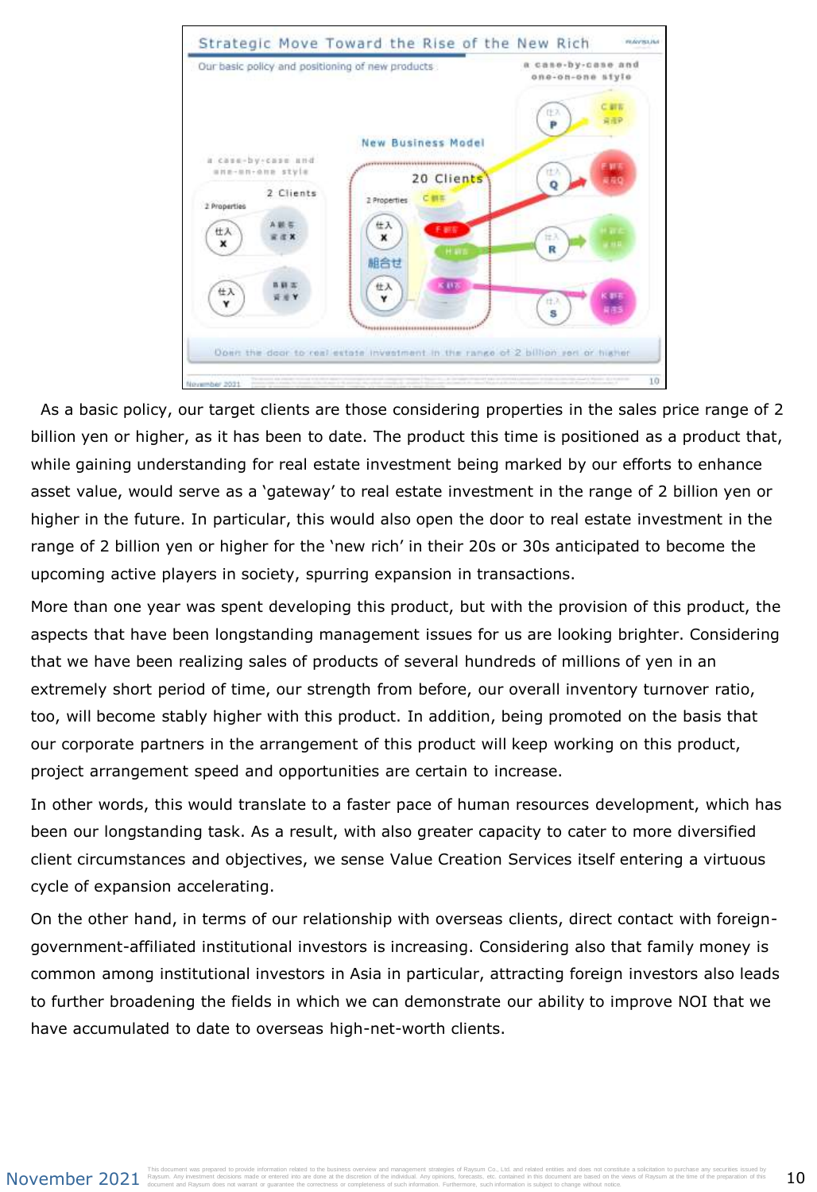As a basic policy, our target clients are those considering properties in the sales price range of 2 billion yen or higher, as it has been to date. The product this time is positioned as a product that, while gaining understanding for real estate investment being marked by our efforts to enhance asset value, would serve as a ‘gateway’ to real estate investment in the range of 2 billion yen or higher in the future. In particular, this would also open the door to real estate investment in the range of 2 billion yen or higher for the ‘new rich’ in their 20s or 30s anticipated to become the upcoming active players in society, spurring expansion in transactions.

More than one year was spent developing this product, but with the provision of this product, the aspects that have been longstanding management issues for us are looking brighter. Considering that we have been realizing sales of products of several hundreds of millions of yen in an extremely short period of time, our strength from before, our overall inventory turnover ratio, too, will become stably higher with this product. In addition, being promoted on the basis that our corporate partners in the arrangement of this product will keep working on this product, project arrangement speed and opportunities are certain to increase.

In other words, this would translate to a faster pace of human resources development, which has been our longstanding task. As a result, with also greater capacity to cater to more diversified client circumstances and objectives, we sense Value Creation Services itself entering a virtuous cycle of expansion accelerating.

On the other hand, in terms of our relationship with overseas clients, direct contact with foreign-government-affiliated institutional investors is increasing. Considering also that family money is common among institutional investors in Asia in particular, attracting foreign investors also leads to further broadening the fields in which we can demonstrate our ability to improve NOI that we have accumulated to date to overseas high-net-worth clients.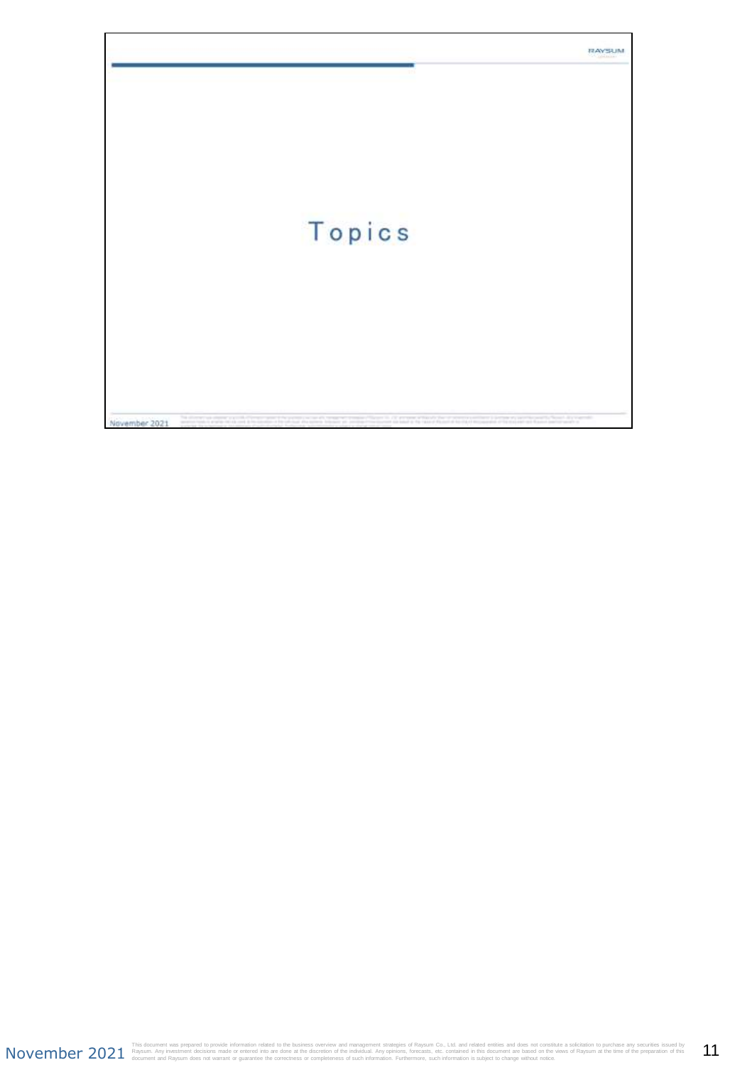# Topics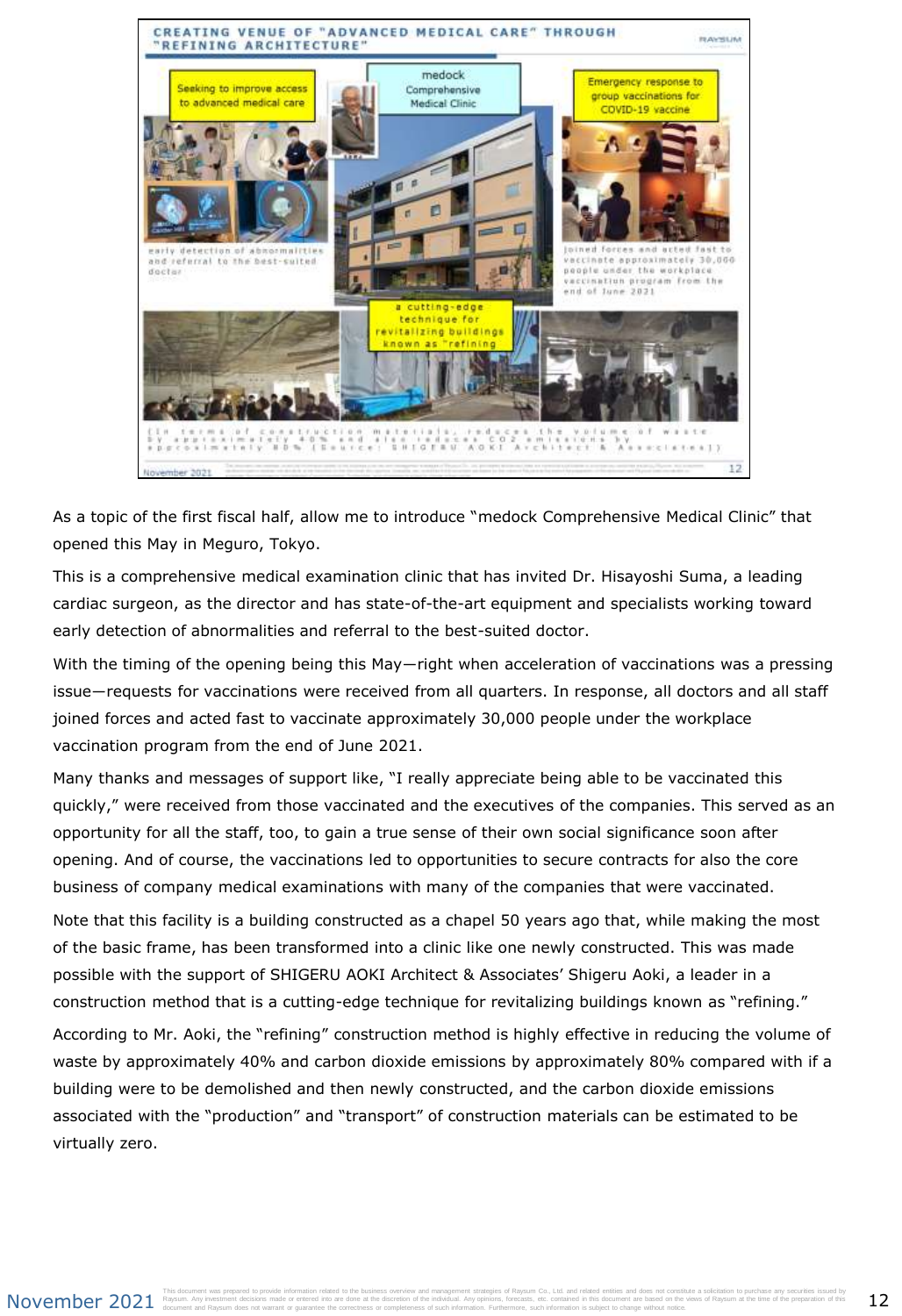As a topic of the first fiscal half, allow me to introduce “medock Comprehensive Medical Clinic” that opened this May in Meguro, Tokyo.

This is a comprehensive medical examination clinic that has invited Dr. Hisayoshi Suma, a leading cardiac surgeon, as the director and has state-of-the-art equipment and specialists working toward early detection of abnormalities and referral to the best-suited doctor.

With the timing of the opening being this May—right when acceleration of vaccinations was a pressing issue—requests for vaccinations were received from all quarters. In response, all doctors and all staff joined forces and acted fast to vaccinate approximately 30,000 people under the workplace vaccination program from the end of June 2021.

Many thanks and messages of support like, “I really appreciate being able to be vaccinated this quickly,” were received from those vaccinated and the executives of the companies. This served as an opportunity for all the staff, too, to gain a true sense of their own social significance soon after opening. And of course, the vaccinations led to opportunities to secure contracts for also the core business of company medical examinations with many of the companies that were vaccinated.

Note that this facility is a building constructed as a chapel 50 years ago that, while making the most of the basic frame, has been transformed into a clinic like one newly constructed. This was made possible with the support of SHIGERU AOKI Architect & Associates’ Shigeru Aoki, a leader in a construction method that is a cutting-edge technique for revitalizing buildings known as “refining.”

According to Mr. Aoki, the “refining” construction method is highly effective in reducing the volume of waste by approximately 40% and carbon dioxide emissions by approximately 80% compared with if a building were to be demolished and then newly constructed, and the carbon dioxide emissions associated with the “production” and “transport” of construction materials can be estimated to be virtually zero.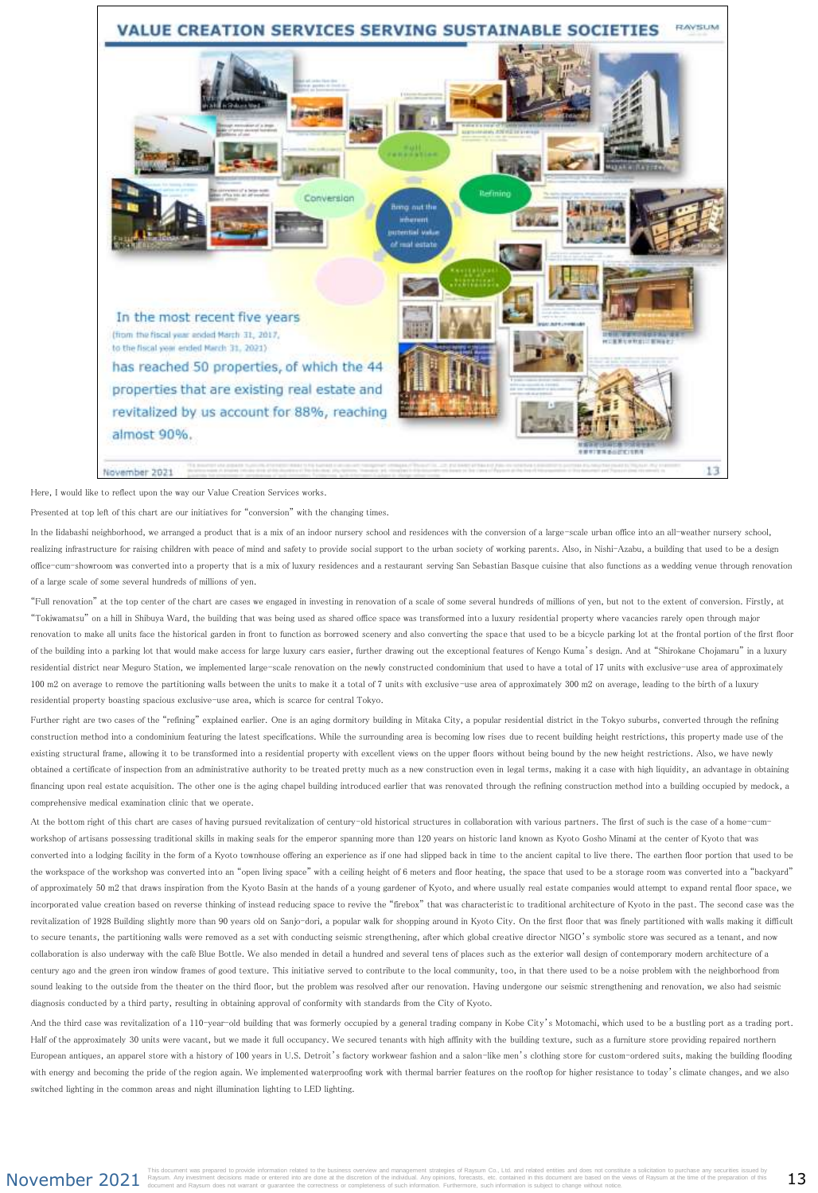# VALUE CREATION SERVICES SERVING SUSTAINABLE SOCIETIES

Conversion

Full renovation

Refining

Revitalization of historical architecture

Bring out the inherent potential value of real estate

In the most recent five years (from the fiscal year ended March 31, 2017, to the fiscal year ended March 31, 2021) has reached 50 properties, of which the 44 properties that are existing real estate and revitalized by us account for 88%, reaching almost 90%.

Here, I would like to reflect upon the way our Value Creation Services works.

Presented at top left of this chart are our initiatives for "conversion" with the changing times.

In the Iidabashi neighborhood, we arranged a product that is a mix of an indoor nursery school and residences with the conversion of a large-scale urban office into an all-weather nursery school, realizing infrastructure for raising children with peace of mind and safety to provide social support to the urban society of working parents. Also, in Nishi-Azabu, a building that used to be a design office-cum-showroom was converted into a property that is a mix of luxury residences and a restaurant serving San Sebastian Basque cuisine that also functions as a wedding venue through renovation of a large scale of some several hundreds of millions of yen.

"Full renovation" at the top center of the chart are cases we engaged in investing in renovation of a scale of some several hundreds of millions of yen, but not to the extent of conversion. Firstly, at "Tokiwamatsu" on a hill in Shibuya Ward, the building that was being used as shared office space was transformed into a luxury residential property where vacancies rarely open through major renovation to make all units face the historical garden in front to function as borrowed scenery and also converting the space that used to be a bicycle parking lot at the frontal portion of the first floor of the building into a parking lot that would make access for large luxury cars easier, further drawing out the exceptional features of Kengo Kuma's design. And at "Shirokane Chojamaru" in a luxury residential district near Meguro Station, we implemented large-scale renovation on the newly constructed condominium that used to have a total of 17 units with exclusive-use area of approximately 100 m2 on average to remove the partitioning walls between the units to make it a total of 7 units with exclusive-use area of approximately 300 m2 on average, leading to the birth of a luxury residential property boasting spacious exclusive-use area, which is scarce for central Tokyo.

Further right are two cases of the "refining" explained earlier. One is an aging dormitory building in Mitaka City, a popular residential district in the Tokyo suburbs, converted through the refining construction method into a condominium featuring the latest specifications. While the surrounding area is becoming low rises due to recent building height restrictions, this property made use of the existing structural frame, allowing it to be transformed into a residential property with excellent views on the upper floors without being bound by the new height restrictions. Also, we have newly obtained a certificate of inspection from an administrative authority to be treated pretty much as a new construction even in legal terms, making it a case with high liquidity, an advantage in obtaining financing upon real estate acquisition. The other one is the aging chapel building introduced earlier that was renovated through the refining construction method into a building occupied by medock, a comprehensive medical examination clinic that we operate.

At the bottom right of this chart are cases of having pursued revitalization of century-old historical structures in collaboration with various partners. The first of such is the case of a home-cum-workshop of artisans possessing traditional skills in making seals for the emperor spanning more than 120 years on historic land known as Kyoto Gosho Minami at the center of Kyoto that was converted into a lodging facility in the form of a Kyoto townhouse offering an experience as if one had slipped back in time to the ancient capital to live there. The earthen floor portion that used to be the workspace of the workshop was converted into an "open living space" with a ceiling height of 6 meters and floor heating, the space that used to be a storage room was converted into a "backyard" of approximately 50 m2 that draws inspiration from the Kyoto Basin at the hands of a young gardener of Kyoto, and where usually real estate companies would attempt to expand rental floor space, we incorporated value creation based on reverse thinking of instead reducing space to revive the "firebox" that was characteristic to traditional architecture of Kyoto in the past. The second case was the revitalization of 1928 Building slightly more than 90 years old on Sanjo-dori, a popular walk for shopping around in Kyoto City. On the first floor that was finely partitioned with walls making it difficult to secure tenants, the partitioning walls were removed as a set with conducting seismic strengthening, after which global creative director NIGO's symbolic store was secured as a tenant, and now collaboration is also underway with the café Blue Bottle. We also mended in detail a hundred and several tens of places such as the exterior wall design of contemporary modern architecture of a century ago and the green iron window frames of good texture. This initiative served to contribute to the local community, too, in that there used to be a noise problem with the neighborhood from sound leaking to the outside from the theater on the third floor, but the problem was resolved after our renovation. Having undergone our seismic strengthening and renovation, we also had seismic diagnosis conducted by a third party, resulting in obtaining approval of conformity with standards from the City of Kyoto.

And the third case was revitalization of a 110-year-old building that was formerly occupied by a general trading company in Kobe City's Motomachi, which used to be a bustling port as a trading port. Half of the approximately 30 units were vacant, but we made it full occupancy. We secured tenants with high affinity with the building texture, such as a furniture store providing repaired northern European antiques, an apparel store with a history of 100 years in U.S. Detroit's factory workwear fashion and a salon-like men's clothing store for custom-ordered suits, making the building flooding with energy and becoming the pride of the region again. We implemented waterproofing work with thermal barrier features on the rooftop for higher resistance to today's climate changes, and we also switched lighting in the common areas and night illumination lighting to LED lighting.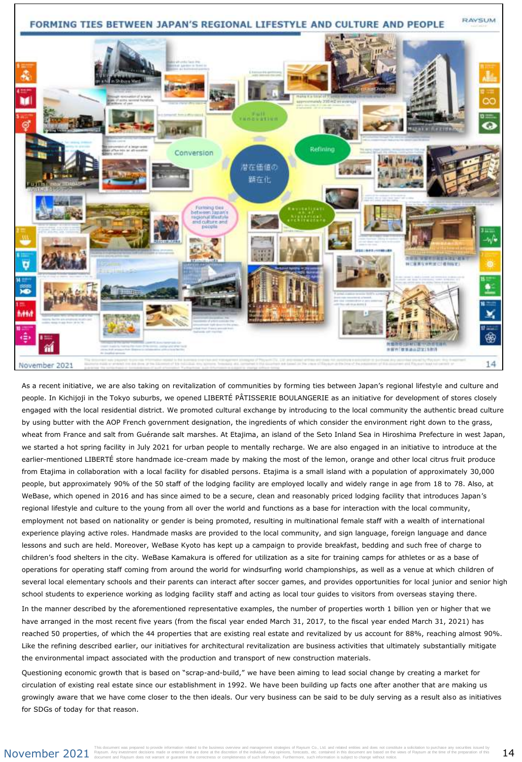# FORMING TIES BETWEEN JAPAN'S REGIONAL LIFESTYLE AND CULTURE AND PEOPLE

As a recent initiative, we are also taking on revitalization of communities by forming ties between Japan's regional lifestyle and culture and people. In Kichijoji in the Tokyo suburbs, we opened LIBERTÉ PÂTISSERIE BOULANGERIE as an initiative for development of stores closely engaged with the local residential district. We promoted cultural exchange by introducing to the local community the authentic bread culture by using butter with the AOP French government designation, the ingredients of which consider the environment right down to the grass, wheat from France and salt from Guérande salt marshes. At Etajima, an island of the Seto Inland Sea in Hiroshima Prefecture in west Japan, we started a hot spring facility in July 2021 for urban people to mentally recharge. We are also engaged in an initiative to introduce at the earlier-mentioned LIBERTÉ store handmade ice-cream made by making the most of the lemon, orange and other local citrus fruit produce from Etajima in collaboration with a local facility for disabled persons. Etajima is a small island with a population of approximately 30,000 people, but approximately 90% of the 50 staff of the lodging facility are employed locally and widely range in age from 18 to 78. Also, at WeBase, which opened in 2016 and has since aimed to be a secure, clean and reasonably priced lodging facility that introduces Japan's regional lifestyle and culture to the young from all over the world and functions as a base for interaction with the local community, employment not based on nationality or gender is being promoted, resulting in multinational female staff with a wealth of international experience playing active roles. Handmade masks are provided to the local community, and sign language, foreign language and dance lessons and such are held. Moreover, WeBase Kyoto has kept up a campaign to provide breakfast, bedding and such free of charge to children's food shelters in the city. WeBase Kamakura is offered for utilization as a site for training camps for athletes or as a base of operations for operating staff coming from around the world for windsurfing world championships, as well as a venue at which children of several local elementary schools and their parents can interact after soccer games, and provides opportunities for local junior and senior high school students to experience working as lodging facility staff and acting as local tour guides to visitors from overseas staying there.

In the manner described by the aforementioned representative examples, the number of properties worth 1 billion yen or higher that we have arranged in the most recent five years (from the fiscal year ended March 31, 2017, to the fiscal year ended March 31, 2021) has reached 50 properties, of which the 44 properties that are existing real estate and revitalized by us account for 88%, reaching almost 90%. Like the refining described earlier, our initiatives for architectural revitalization are business activities that ultimately substantially mitigate the environmental impact associated with the production and transport of new construction materials.

Questioning economic growth that is based on "scrap-and-build," we have been aiming to lead social change by creating a market for circulation of existing real estate since our establishment in 1992. We have been building up facts one after another that are making us growingly aware that we have come closer to the then ideals. Our very business can be said to be duly serving as a result also as initiatives for SDGs of today for that reason.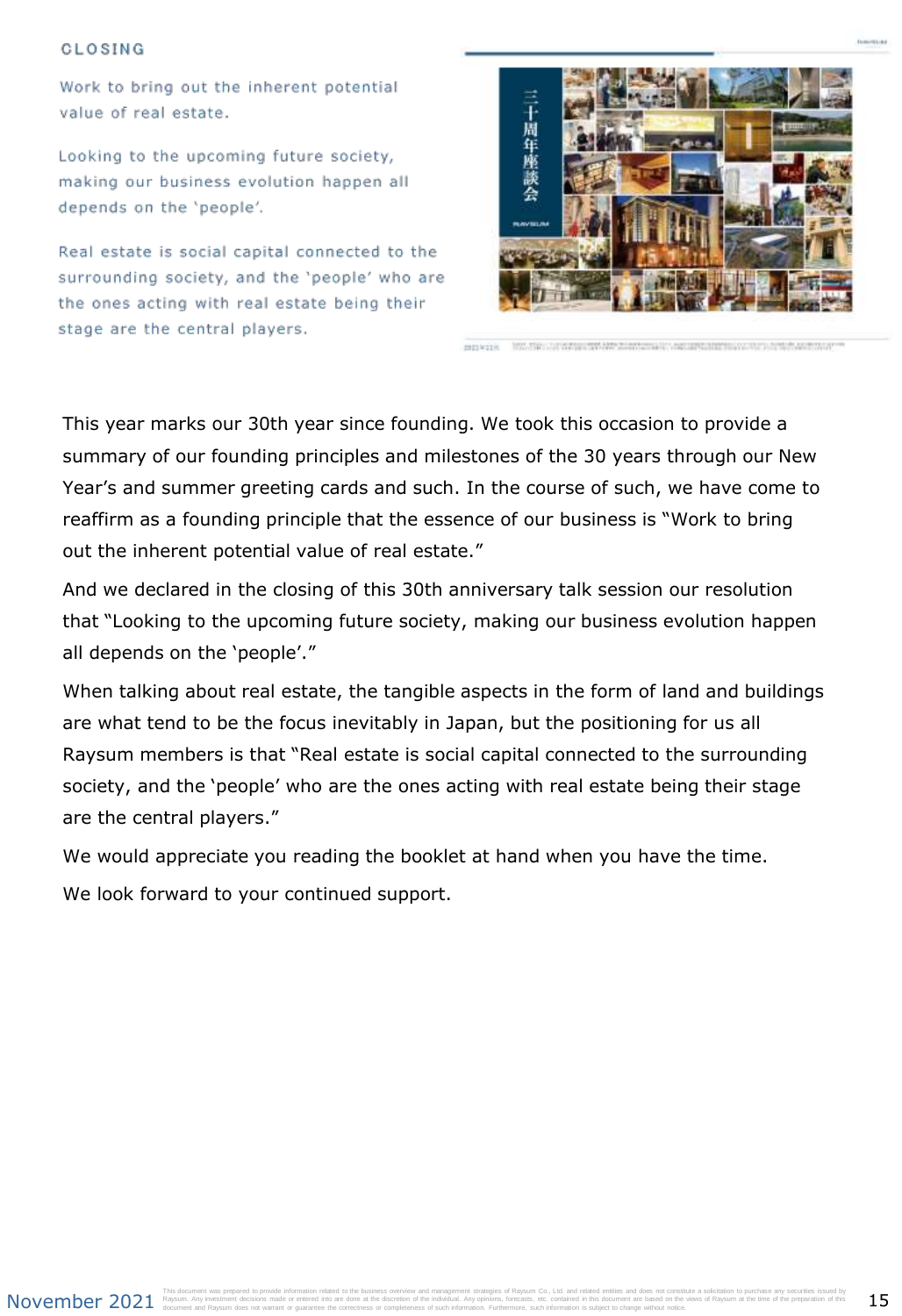## CLOSING

Work to bring out the inherent potential value of real estate.

Looking to the upcoming future society, making our business evolution happen all depends on the 'people'.

Real estate is social capital connected to the surrounding society, and the 'people' who are the ones acting with real estate being their stage are the central players.

This year marks our 30th year since founding. We took this occasion to provide a summary of our founding principles and milestones of the 30 years through our New Year's and summer greeting cards and such. In the course of such, we have come to reaffirm as a founding principle that the essence of our business is "Work to bring out the inherent potential value of real estate."

And we declared in the closing of this 30th anniversary talk session our resolution that "Looking to the upcoming future society, making our business evolution happen all depends on the 'people'."

When talking about real estate, the tangible aspects in the form of land and buildings are what tend to be the focus inevitably in Japan, but the positioning for us all Raysum members is that "Real estate is social capital connected to the surrounding society, and the 'people' who are the ones acting with real estate being their stage are the central players."

We would appreciate you reading the booklet at hand when you have the time.

We look forward to your continued support.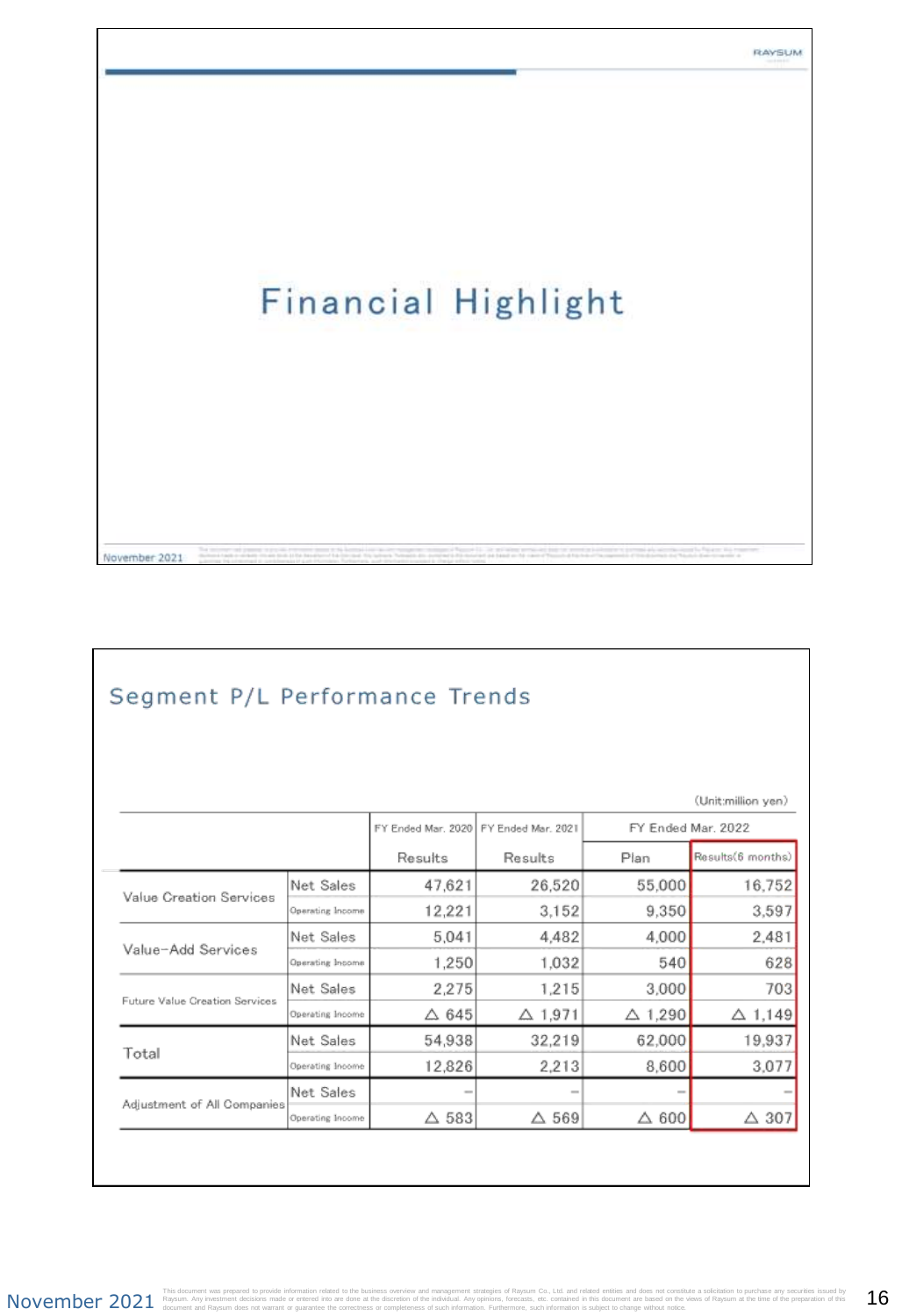# Financial Highlight

## Segment P/L Performance Trends

(Unit:million yen)

| | | FY Ended Mar. 2020 | FY Ended Mar. 2021 | FY Ended Mar. 2022 | |
|---|---|---|---|---|---|
| | | Results | Results | Plan | Results(6 months) |
| Value Creation Services | Net Sales | 47,621 | 26,520 | 55,000 | 16,752 |
| | Operating Income | 12,221 | 3,152 | 9,350 | 3,597 |
| Value-Add Services | Net Sales | 5,041 | 4,482 | 4,000 | 2,481 |
| | Operating Income | 1,250 | 1,032 | 540 | 628 |
| Future Value Creation Services | Net Sales | 2,275 | 1,215 | 3,000 | 703 |
| | Operating Income | △ 645 | △ 1,971 | △ 1,290 | △ 1,149 |
| Total | Net Sales | 54,938 | 32,219 | 62,000 | 19,937 |
| | Operating Income | 12,826 | 2,213 | 8,600 | 3,077 |
| Adjustment of All Companies | Net Sales | – | – | – | – |
| | Operating Income | △ 583 | △ 569 | △ 600 | △ 307 |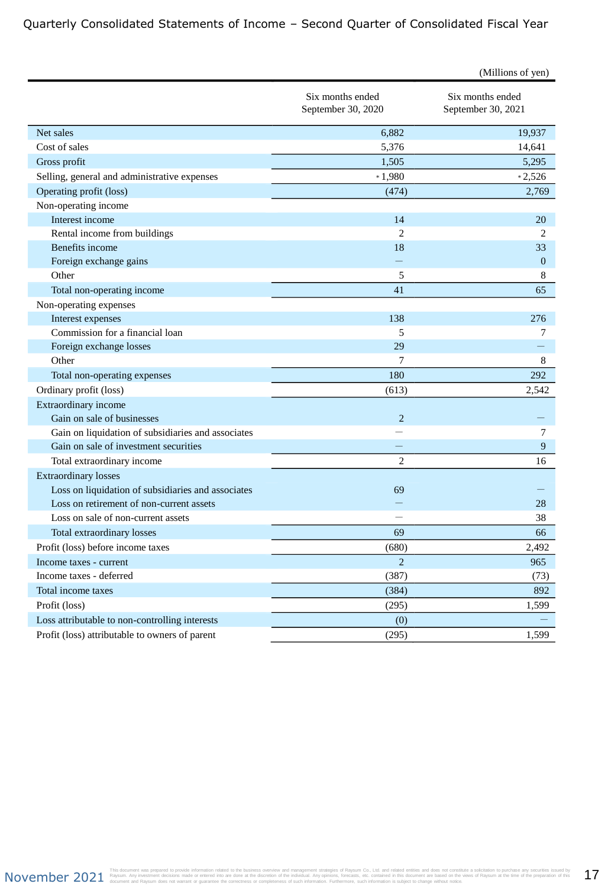# Quarterly Consolidated Statements of Income – Second Quarter of Consolidated Fiscal Year

(Millions of yen)

| | Six months ended September 30, 2020 | Six months ended September 30, 2021 |
|---|---|---|
| Net sales | 6,882 | 19,937 |
| Cost of sales | 5,376 | 14,641 |
| Gross profit | 1,505 | 5,295 |
| Selling, general and administrative expenses | * 1,980 | * 2,526 |
| Operating profit (loss) | (474) | 2,769 |
| Non-operating income | | |
| Interest income | 14 | 20 |
| Rental income from buildings | 2 | 2 |
| Benefits income | 18 | 33 |
| Foreign exchange gains | — | 0 |
| Other | 5 | 8 |
| Total non-operating income | 41 | 65 |
| Non-operating expenses | | |
| Interest expenses | 138 | 276 |
| Commission for a financial loan | 5 | 7 |
| Foreign exchange losses | 29 | — |
| Other | 7 | 8 |
| Total non-operating expenses | 180 | 292 |
| Ordinary profit (loss) | (613) | 2,542 |
| Extraordinary income | | |
| Gain on sale of businesses | 2 | — |
| Gain on liquidation of subsidiaries and associates | — | 7 |
| Gain on sale of investment securities | — | 9 |
| Total extraordinary income | 2 | 16 |
| Extraordinary losses | | |
| Loss on liquidation of subsidiaries and associates | 69 | — |
| Loss on retirement of non-current assets | — | 28 |
| Loss on sale of non-current assets | — | 38 |
| Total extraordinary losses | 69 | 66 |
| Profit (loss) before income taxes | (680) | 2,492 |
| Income taxes - current | 2 | 965 |
| Income taxes - deferred | (387) | (73) |
| Total income taxes | (384) | 892 |
| Profit (loss) | (295) | 1,599 |
| Loss attributable to non-controlling interests | (0) | — |
| Profit (loss) attributable to owners of parent | (295) | 1,599 |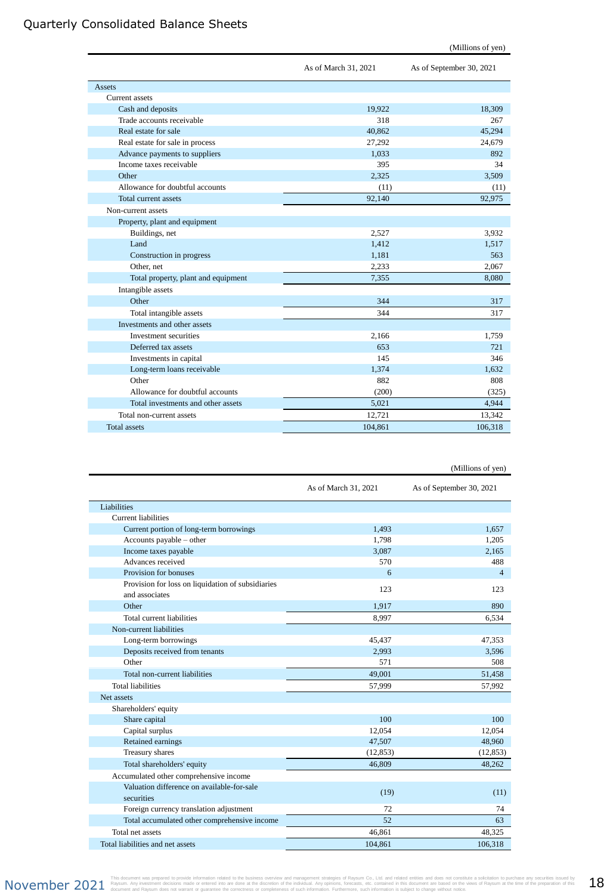# Quarterly Consolidated Balance Sheets

(Millions of yen)

| | As of March 31, 2021 | As of September 30, 2021 |
|---|---|---|
| Assets | | |
| Current assets | | |
| Cash and deposits | 19,922 | 18,309 |
| Trade accounts receivable | 318 | 267 |
| Real estate for sale | 40,862 | 45,294 |
| Real estate for sale in process | 27,292 | 24,679 |
| Advance payments to suppliers | 1,033 | 892 |
| Income taxes receivable | 395 | 34 |
| Other | 2,325 | 3,509 |
| Allowance for doubtful accounts | (11) | (11) |
| Total current assets | 92,140 | 92,975 |
| Non-current assets | | |
| Property, plant and equipment | | |
| Buildings, net | 2,527 | 3,932 |
| Land | 1,412 | 1,517 |
| Construction in progress | 1,181 | 563 |
| Other, net | 2,233 | 2,067 |
| Total property, plant and equipment | 7,355 | 8,080 |
| Intangible assets | | |
| Other | 344 | 317 |
| Total intangible assets | 344 | 317 |
| Investments and other assets | | |
| Investment securities | 2,166 | 1,759 |
| Deferred tax assets | 653 | 721 |
| Investments in capital | 145 | 346 |
| Long-term loans receivable | 1,374 | 1,632 |
| Other | 882 | 808 |
| Allowance for doubtful accounts | (200) | (325) |
| Total investments and other assets | 5,021 | 4,944 |
| Total non-current assets | 12,721 | 13,342 |
| Total assets | 104,861 | 106,318 |

(Millions of yen)

| | As of March 31, 2021 | As of September 30, 2021 |
|---|---|---|
| Liabilities | | |
| Current liabilities | | |
| Current portion of long-term borrowings | 1,493 | 1,657 |
| Accounts payable – other | 1,798 | 1,205 |
| Income taxes payable | 3,087 | 2,165 |
| Advances received | 570 | 488 |
| Provision for bonuses | 6 | 4 |
| Provision for loss on liquidation of subsidiaries and associates | 123 | 123 |
| Other | 1,917 | 890 |
| Total current liabilities | 8,997 | 6,534 |
| Non-current liabilities | | |
| Long-term borrowings | 45,437 | 47,353 |
| Deposits received from tenants | 2,993 | 3,596 |
| Other | 571 | 508 |
| Total non-current liabilities | 49,001 | 51,458 |
| Total liabilities | 57,999 | 57,992 |
| Net assets | | |
| Shareholders' equity | | |
| Share capital | 100 | 100 |
| Capital surplus | 12,054 | 12,054 |
| Retained earnings | 47,507 | 48,960 |
| Treasury shares | (12,853) | (12,853) |
| Total shareholders' equity | 46,809 | 48,262 |
| Accumulated other comprehensive income | | |
| Valuation difference on available-for-sale securities | (19) | (11) |
| Foreign currency translation adjustment | 72 | 74 |
| Total accumulated other comprehensive income | 52 | 63 |
| Total net assets | 46,861 | 48,325 |
| Total liabilities and net assets | 104,861 | 106,318 |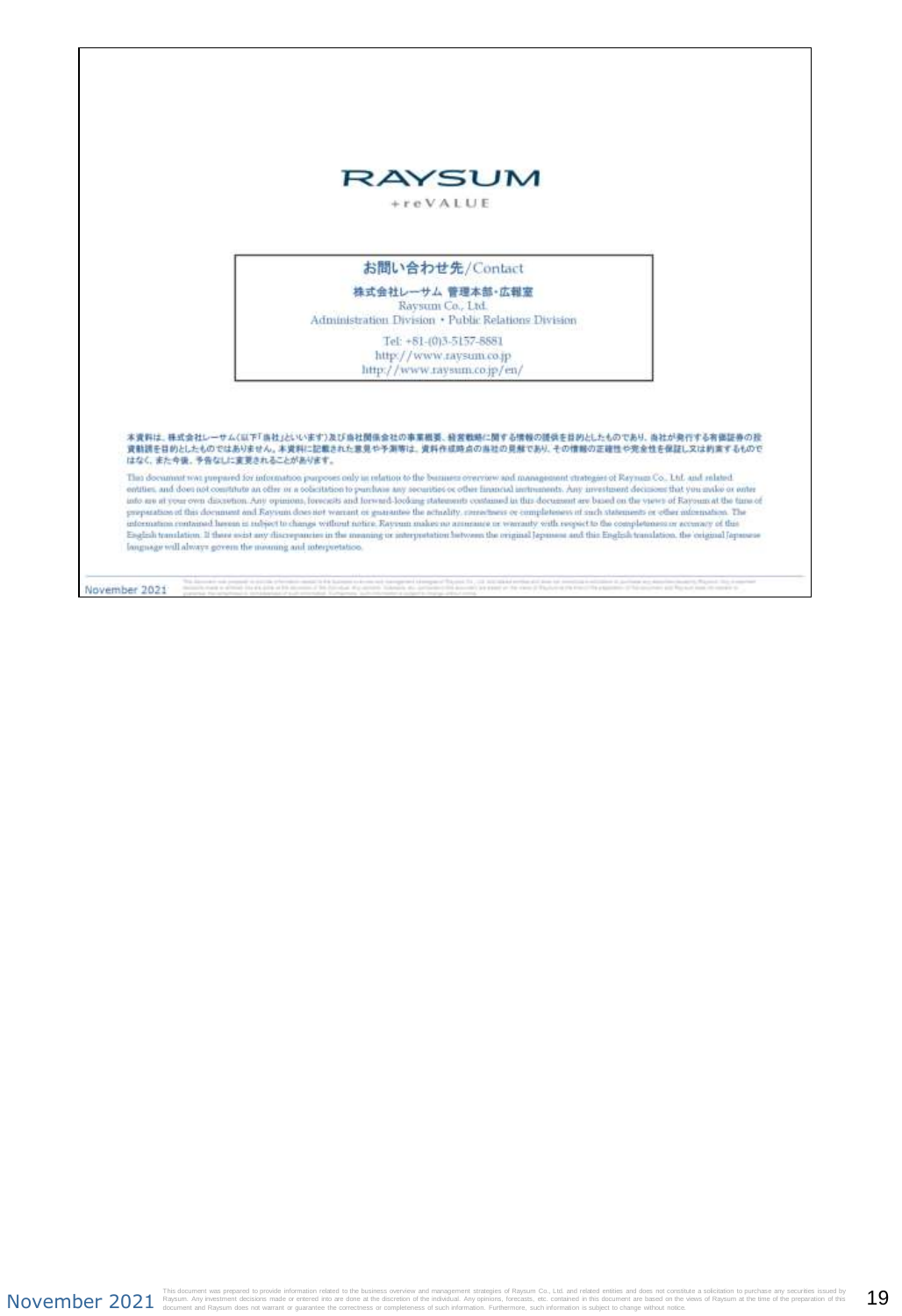# RAYSUM

+reVALUE

**お問い合わせ先/Contact**

株式会社レーサム 管理本部・広報室
Raysum Co., Ltd.
Administration Division ・ Public Relations Division

Tel: +81-(0)3-5157-8881
http://www.raysum.co.jp
http://www.raysum.co.jp/en/

本資料は、株式会社レーサム（以下「当社」といいます）及び当社関係会社の事業概要、経営戦略に関する情報の提供を目的としたものであり、当社が発行する有価証券の投資勧誘を目的としたものではありません。本資料に記載された意見や予測等は、資料作成時点の当社の見解であり、その情報の正確性や完全性を保証し又は約束するものではなく、また今後、予告なしに変更されることがあります。

This document was prepared for information purposes only in relation to the business overview and management strategies of Raysum Co., Ltd. and related entities, and does not constitute an offer or a solicitation to purchase any securities or other financial instruments. Any investment decisions that you make or enter into are at your own discretion. Any opinions, forecasts and forward-looking statements contained in this document are based on the views of Raysum at the time of preparation of this document and Raysum does not warrant or guarantee the actuality, correctness or completeness of such statements or other information. The information contained herein is subject to change without notice. Raysum makes no assurance or warranty with respect to the completeness or accuracy of this English translation. If there exist any discrepancies in the meaning or interpretation between the original Japanese and this English translation, the original Japanese language will always govern the meaning and interpretation.